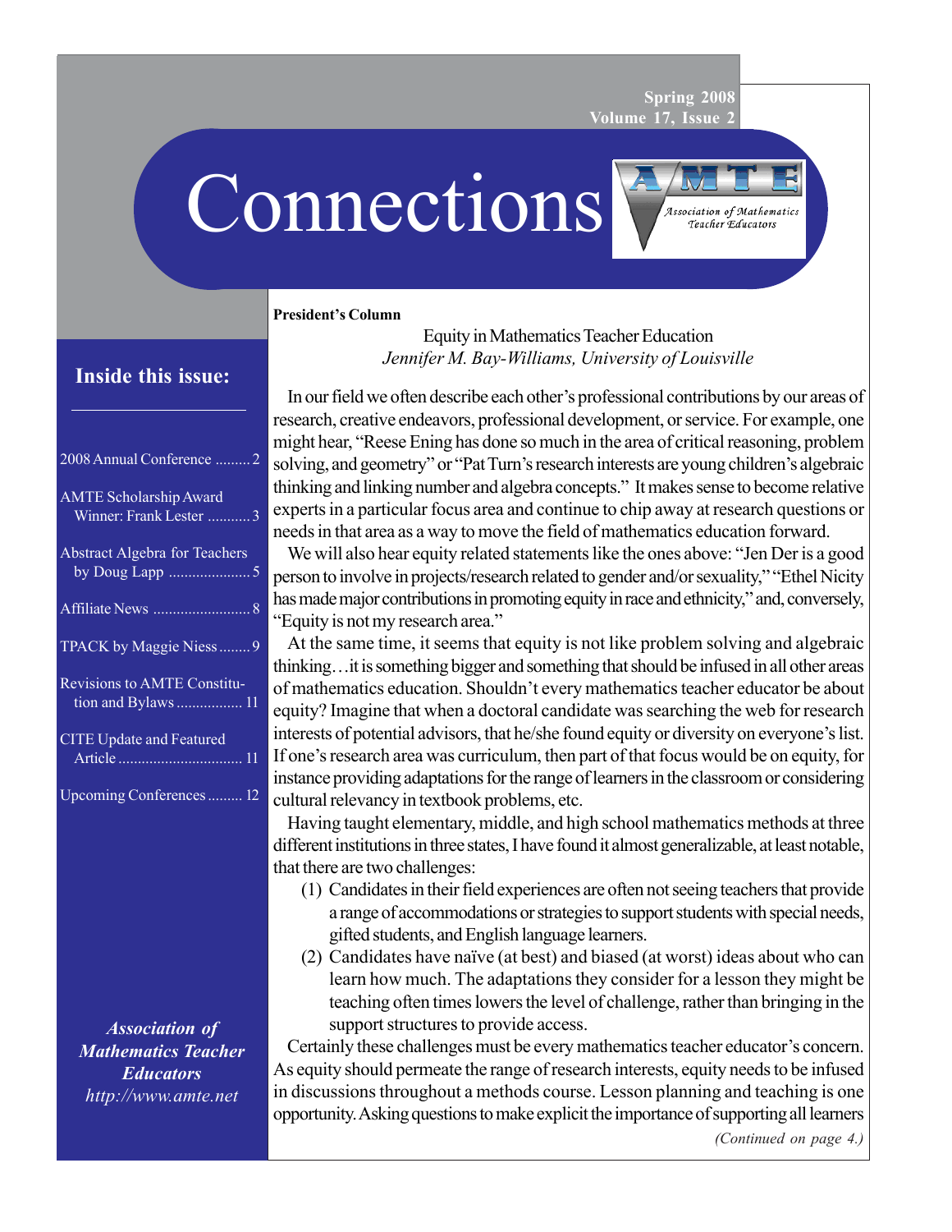# Connections

Spring 2008
Volume 17, Issue 2

## Inside this issue:

- 2008 Annual Conference ......... 2
- AMTE Scholarship Award Winner: Frank Lester ........... 3
- Abstract Algebra for Teachers by Doug Lapp ..................... 5
- Affiliate News ......................... 8
- TPACK by Maggie Niess ........ 9
- Revisions to AMTE Constitution and Bylaws ................. 11
- CITE Update and Featured Article ............................... 11
- Upcoming Conferences ......... 12

***Association of Mathematics Teacher Educators***
*http://www.amte.net*

**President's Column**

### Equity in Mathematics Teacher Education

*Jennifer M. Bay-Williams, University of Louisville*

In our field we often describe each other's professional contributions by our areas of research, creative endeavors, professional development, or service. For example, one might hear, "Reese Ening has done so much in the area of critical reasoning, problem solving, and geometry" or "Pat Turn's research interests are young children's algebraic thinking and linking number and algebra concepts." It makes sense to become relative experts in a particular focus area and continue to chip away at research questions or needs in that area as a way to move the field of mathematics education forward.

We will also hear equity related statements like the ones above: "Jen Der is a good person to involve in projects/research related to gender and/or sexuality," "Ethel Nicity has made major contributions in promoting equity in race and ethnicity," and, conversely, "Equity is not my research area."

At the same time, it seems that equity is not like problem solving and algebraic thinking…it is something bigger and something that should be infused in all other areas of mathematics education. Shouldn't every mathematics teacher educator be about equity? Imagine that when a doctoral candidate was searching the web for research interests of potential advisors, that he/she found equity or diversity on everyone's list. If one's research area was curriculum, then part of that focus would be on equity, for instance providing adaptations for the range of learners in the classroom or considering cultural relevancy in textbook problems, etc.

Having taught elementary, middle, and high school mathematics methods at three different institutions in three states, I have found it almost generalizable, at least notable, that there are two challenges:

1. Candidates in their field experiences are often not seeing teachers that provide a range of accommodations or strategies to support students with special needs, gifted students, and English language learners.
2. Candidates have naïve (at best) and biased (at worst) ideas about who can learn how much. The adaptations they consider for a lesson they might be teaching often times lowers the level of challenge, rather than bringing in the support structures to provide access.

Certainly these challenges must be every mathematics teacher educator's concern. As equity should permeate the range of research interests, equity needs to be infused in discussions throughout a methods course. Lesson planning and teaching is one opportunity. Asking questions to make explicit the importance of supporting all learners

*(Continued on page 4.)*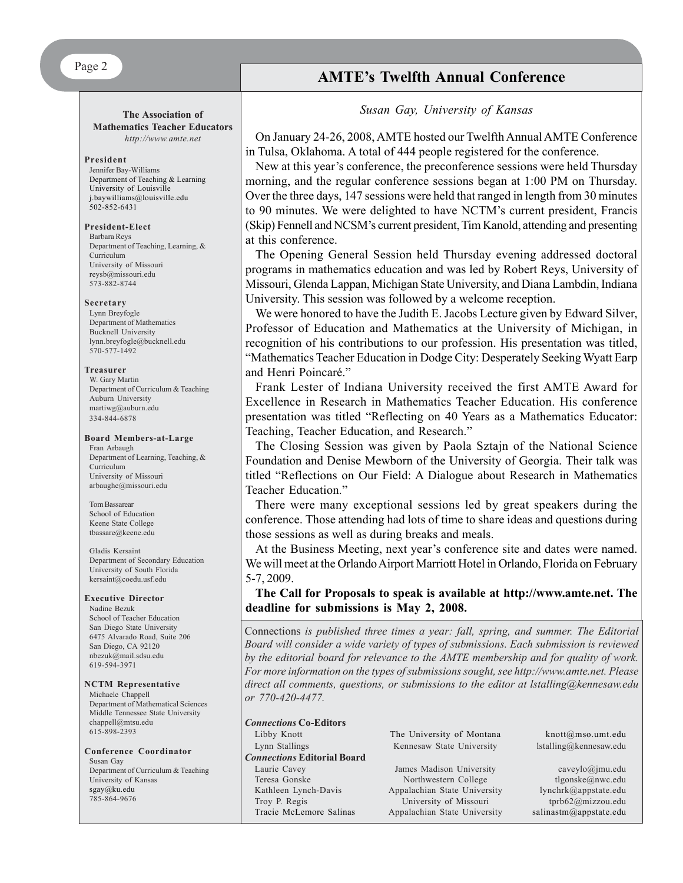# AMTE's Twelfth Annual Conference

*Susan Gay, University of Kansas*

On January 24-26, 2008, AMTE hosted our Twelfth Annual AMTE Conference in Tulsa, Oklahoma. A total of 444 people registered for the conference.

New at this year's conference, the preconference sessions were held Thursday morning, and the regular conference sessions began at 1:00 PM on Thursday. Over the three days, 147 sessions were held that ranged in length from 30 minutes to 90 minutes. We were delighted to have NCTM's current president, Francis (Skip) Fennell and NCSM's current president, Tim Kanold, attending and presenting at this conference.

The Opening General Session held Thursday evening addressed doctoral programs in mathematics education and was led by Robert Reys, University of Missouri, Glenda Lappan, Michigan State University, and Diana Lambdin, Indiana University. This session was followed by a welcome reception.

We were honored to have the Judith E. Jacobs Lecture given by Edward Silver, Professor of Education and Mathematics at the University of Michigan, in recognition of his contributions to our profession. His presentation was titled, "Mathematics Teacher Education in Dodge City: Desperately Seeking Wyatt Earp and Henri Poincaré."

Frank Lester of Indiana University received the first AMTE Award for Excellence in Research in Mathematics Teacher Education. His conference presentation was titled "Reflecting on 40 Years as a Mathematics Educator: Teaching, Teacher Education, and Research."

The Closing Session was given by Paola Sztajn of the National Science Foundation and Denise Mewborn of the University of Georgia. Their talk was titled "Reflections on Our Field: A Dialogue about Research in Mathematics Teacher Education."

There were many exceptional sessions led by great speakers during the conference. Those attending had lots of time to share ideas and questions during those sessions as well as during breaks and meals.

At the Business Meeting, next year's conference site and dates were named. We will meet at the Orlando Airport Marriott Hotel in Orlando, Florida on February 5-7, 2009.

**The Call for Proposals to speak is available at http://www.amte.net. The deadline for submissions is May 2, 2008.**

---

**The Association of Mathematics Teacher Educators**
*http://www.amte.net*

**President**
Jennifer Bay-Williams
Department of Teaching & Learning
University of Louisville
j.baywilliams@louisville.edu
502-852-6431

**President-Elect**
Barbara Reys
Department of Teaching, Learning, & Curriculum
University of Missouri
reysb@missouri.edu
573-882-8744

**Secretary**
Lynn Breyfogle
Department of Mathematics
Bucknell University
lynn.breyfogle@bucknell.edu
570-577-1492

**Treasurer**
W. Gary Martin
Department of Curriculum & Teaching
Auburn University
martiwg@auburn.edu
334-844-6878

**Board Members-at-Large**
Fran Arbaugh
Department of Learning, Teaching, & Curriculum
University of Missouri
arbaughe@missouri.edu

Tom Bassarear
School of Education
Keene State College
tbassare@keene.edu

Gladis Kersaint
Department of Secondary Education
University of South Florida
kersaint@coedu.usf.edu

**Executive Director**
Nadine Bezuk
School of Teacher Education
San Diego State University
6475 Alvarado Road, Suite 206
San Diego, CA 92120
nbezuk@mail.sdsu.edu
619-594-3971

**NCTM Representative**
Michaele Chappell
Department of Mathematical Sciences
Middle Tennessee State University
chappell@mtsu.edu
615-898-2393

**Conference Coordinator**
Susan Gay
Department of Curriculum & Teaching
University of Kansas
sgay@ku.edu
785-864-9676

---

Connections *is published three times a year: fall, spring, and summer. The Editorial Board will consider a wide variety of types of submissions. Each submission is reviewed by the editorial board for relevance to the AMTE membership and for quality of work. For more information on the types of submissions sought, see http://www.amte.net. Please direct all comments, questions, or submissions to the editor at lstalling@kennesaw.edu or 770-420-4477.*

***Connections* Co-Editors**

| | | |
|---|---|---|
| Libby Knott | The University of Montana | knott@mso.umt.edu |
| Lynn Stallings | Kennesaw State University | lstalling@kennesaw.edu |

***Connections* Editorial Board**

| | | |
|---|---|---|
| Laurie Cavey | James Madison University | caveylo@jmu.edu |
| Teresa Gonske | Northwestern College | tlgonske@nwc.edu |
| Kathleen Lynch-Davis | Appalachian State University | lynchrk@appstate.edu |
| Troy P. Regis | University of Missouri | tprb62@mizzou.edu |
| Tracie McLemore Salinas | Appalachian State University | salinastm@appstate.edu |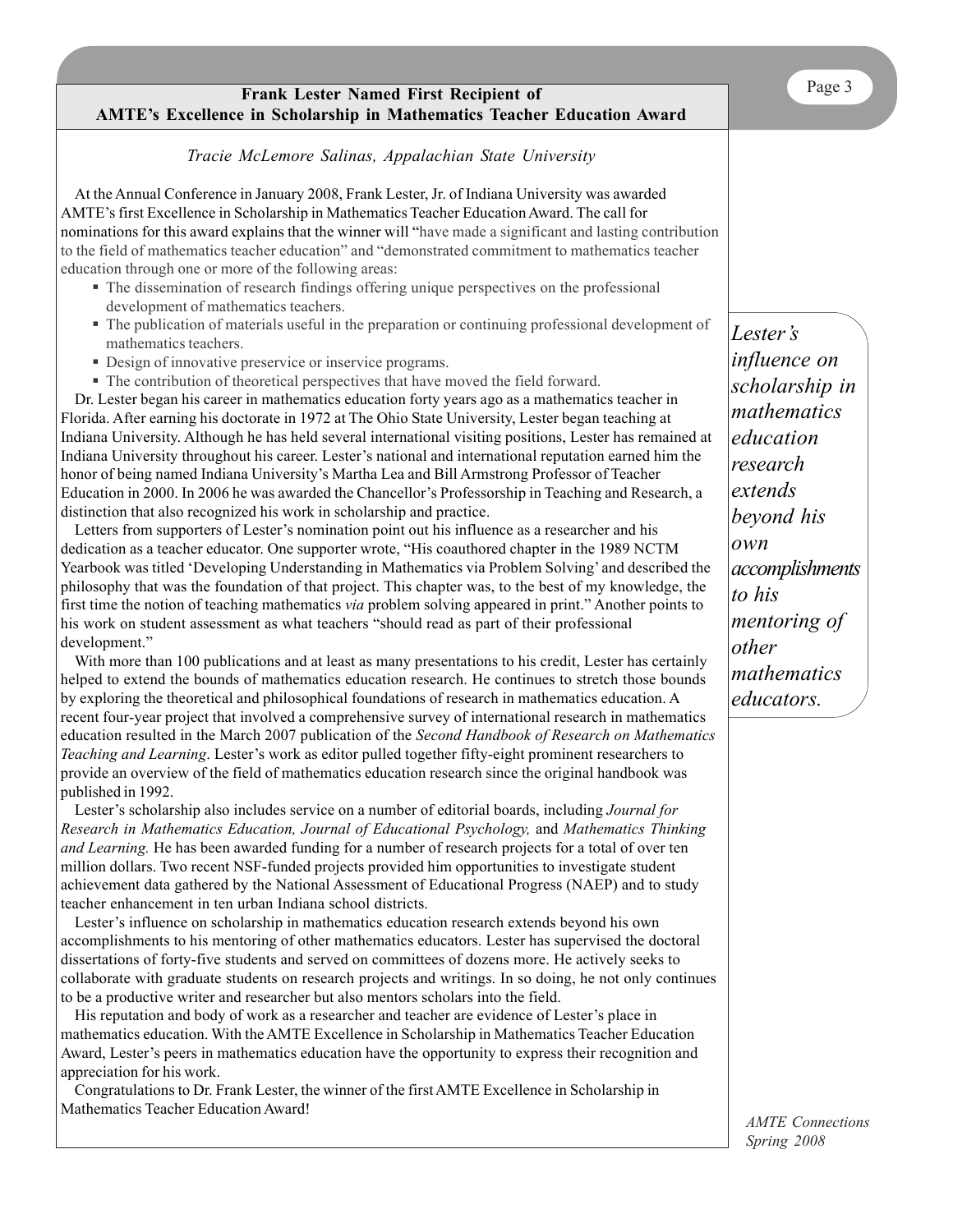## Frank Lester Named First Recipient of AMTE's Excellence in Scholarship in Mathematics Teacher Education Award

*Tracie McLemore Salinas, Appalachian State University*

At the Annual Conference in January 2008, Frank Lester, Jr. of Indiana University was awarded AMTE's first Excellence in Scholarship in Mathematics Teacher Education Award. The call for nominations for this award explains that the winner will "have made a significant and lasting contribution to the field of mathematics teacher education" and "demonstrated commitment to mathematics teacher education through one or more of the following areas:

- The dissemination of research findings offering unique perspectives on the professional development of mathematics teachers.
- The publication of materials useful in the preparation or continuing professional development of mathematics teachers.
- Design of innovative preservice or inservice programs.
- The contribution of theoretical perspectives that have moved the field forward.

Dr. Lester began his career in mathematics education forty years ago as a mathematics teacher in Florida. After earning his doctorate in 1972 at The Ohio State University, Lester began teaching at Indiana University. Although he has held several international visiting positions, Lester has remained at Indiana University throughout his career. Lester's national and international reputation earned him the honor of being named Indiana University's Martha Lea and Bill Armstrong Professor of Teacher Education in 2000. In 2006 he was awarded the Chancellor's Professorship in Teaching and Research, a distinction that also recognized his work in scholarship and practice.

Letters from supporters of Lester's nomination point out his influence as a researcher and his dedication as a teacher educator. One supporter wrote, "His coauthored chapter in the 1989 NCTM Yearbook was titled 'Developing Understanding in Mathematics via Problem Solving' and described the philosophy that was the foundation of that project. This chapter was, to the best of my knowledge, the first time the notion of teaching mathematics *via* problem solving appeared in print." Another points to his work on student assessment as what teachers "should read as part of their professional development."

With more than 100 publications and at least as many presentations to his credit, Lester has certainly helped to extend the bounds of mathematics education research. He continues to stretch those bounds by exploring the theoretical and philosophical foundations of research in mathematics education. A recent four-year project that involved a comprehensive survey of international research in mathematics education resulted in the March 2007 publication of the *Second Handbook of Research on Mathematics Teaching and Learning*. Lester's work as editor pulled together fifty-eight prominent researchers to provide an overview of the field of mathematics education research since the original handbook was published in 1992.

Lester's scholarship also includes service on a number of editorial boards, including *Journal for Research in Mathematics Education, Journal of Educational Psychology,* and *Mathematics Thinking and Learning.* He has been awarded funding for a number of research projects for a total of over ten million dollars. Two recent NSF-funded projects provided him opportunities to investigate student achievement data gathered by the National Assessment of Educational Progress (NAEP) and to study teacher enhancement in ten urban Indiana school districts.

*Lester's influence on scholarship in mathematics education research extends beyond his own accomplishments to his mentoring of other mathematics educators.*

Lester's influence on scholarship in mathematics education research extends beyond his own accomplishments to his mentoring of other mathematics educators. Lester has supervised the doctoral dissertations of forty-five students and served on committees of dozens more. He actively seeks to collaborate with graduate students on research projects and writings. In so doing, he not only continues to be a productive writer and researcher but also mentors scholars into the field.

His reputation and body of work as a researcher and teacher are evidence of Lester's place in mathematics education. With the AMTE Excellence in Scholarship in Mathematics Teacher Education Award, Lester's peers in mathematics education have the opportunity to express their recognition and appreciation for his work.

Congratulations to Dr. Frank Lester, the winner of the first AMTE Excellence in Scholarship in Mathematics Teacher Education Award!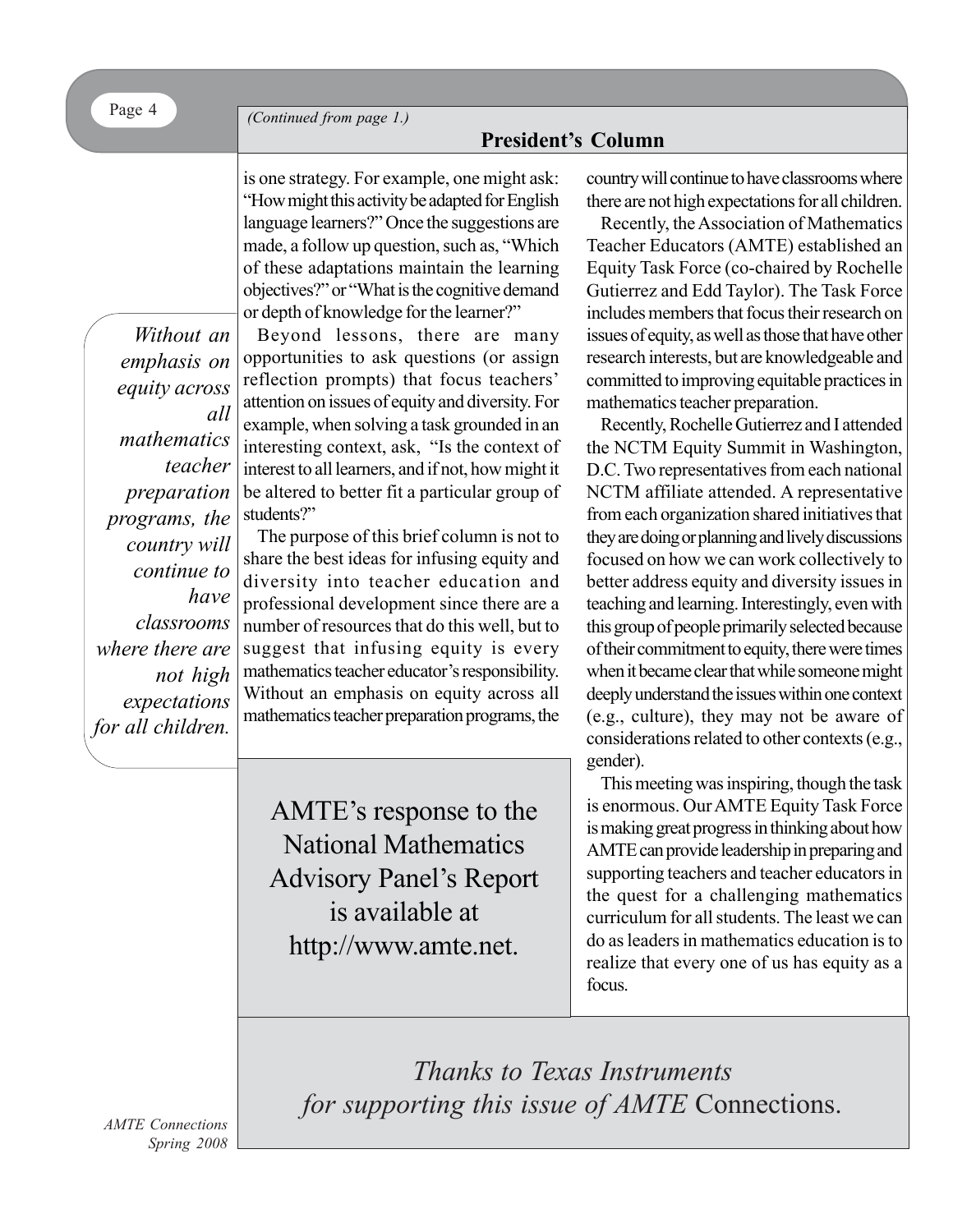*(Continued from page 1.)*

## President's Column

is one strategy. For example, one might ask: "How might this activity be adapted for English language learners?" Once the suggestions are made, a follow up question, such as, "Which of these adaptations maintain the learning objectives?" or "What is the cognitive demand or depth of knowledge for the learner?"

Beyond lessons, there are many opportunities to ask questions (or assign reflection prompts) that focus teachers' attention on issues of equity and diversity. For example, when solving a task grounded in an interesting context, ask, "Is the context of interest to all learners, and if not, how might it be altered to better fit a particular group of students?"

The purpose of this brief column is not to share the best ideas for infusing equity and diversity into teacher education and professional development since there are a number of resources that do this well, but to suggest that infusing equity is every mathematics teacher educator's responsibility. Without an emphasis on equity across all mathematics teacher preparation programs, the country will continue to have classrooms where there are not high expectations for all children.

*Without an emphasis on equity across all mathematics teacher preparation programs, the country will continue to have classrooms where there are not high expectations for all children.*

Recently, the Association of Mathematics Teacher Educators (AMTE) established an Equity Task Force (co-chaired by Rochelle Gutierrez and Edd Taylor). The Task Force includes members that focus their research on issues of equity, as well as those that have other research interests, but are knowledgeable and committed to improving equitable practices in mathematics teacher preparation.

Recently, Rochelle Gutierrez and I attended the NCTM Equity Summit in Washington, D.C. Two representatives from each national NCTM affiliate attended. A representative from each organization shared initiatives that they are doing or planning and lively discussions focused on how we can work collectively to better address equity and diversity issues in teaching and learning. Interestingly, even with this group of people primarily selected because of their commitment to equity, there were times when it became clear that while someone might deeply understand the issues within one context (e.g., culture), they may not be aware of considerations related to other contexts (e.g., gender).

This meeting was inspiring, though the task is enormous. Our AMTE Equity Task Force is making great progress in thinking about how AMTE can provide leadership in preparing and supporting teachers and teacher educators in the quest for a challenging mathematics curriculum for all students. The least we can do as leaders in mathematics education is to realize that every one of us has equity as a focus.

AMTE's response to the National Mathematics Advisory Panel's Report is available at http://www.amte.net.

*Thanks to Texas Instruments for supporting this issue of AMTE* Connections.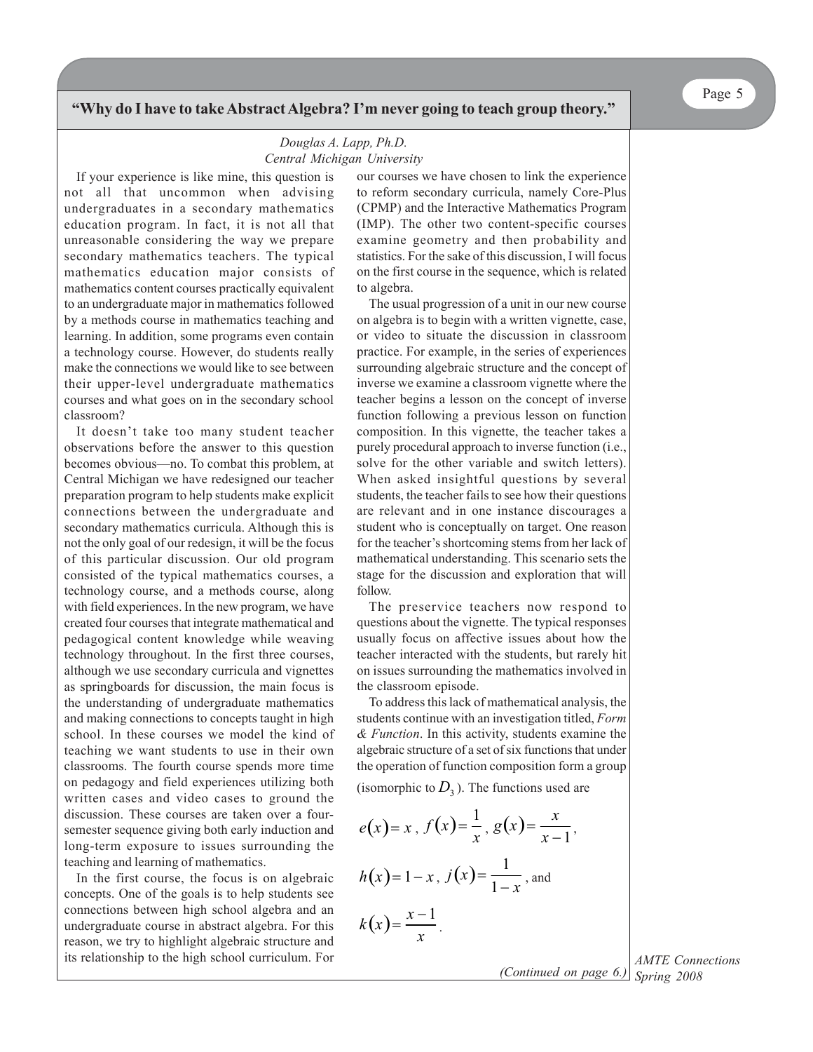## "Why do I have to take Abstract Algebra? I'm never going to teach group theory."

*Douglas A. Lapp, Ph.D.*
*Central Michigan University*

If your experience is like mine, this question is not all that uncommon when advising undergraduates in a secondary mathematics education program. In fact, it is not all that unreasonable considering the way we prepare secondary mathematics teachers. The typical mathematics education major consists of mathematics content courses practically equivalent to an undergraduate major in mathematics followed by a methods course in mathematics teaching and learning. In addition, some programs even contain a technology course. However, do students really make the connections we would like to see between their upper-level undergraduate mathematics courses and what goes on in the secondary school classroom?

It doesn't take too many student teacher observations before the answer to this question becomes obvious—no. To combat this problem, at Central Michigan we have redesigned our teacher preparation program to help students make explicit connections between the undergraduate and secondary mathematics curricula. Although this is not the only goal of our redesign, it will be the focus of this particular discussion. Our old program consisted of the typical mathematics courses, a technology course, and a methods course, along with field experiences. In the new program, we have created four courses that integrate mathematical and pedagogical content knowledge while weaving technology throughout. In the first three courses, although we use secondary curricula and vignettes as springboards for discussion, the main focus is the understanding of undergraduate mathematics and making connections to concepts taught in high school. In these courses we model the kind of teaching we want students to use in their own classrooms. The fourth course spends more time on pedagogy and field experiences utilizing both written cases and video cases to ground the discussion. These courses are taken over a four-semester sequence giving both early induction and long-term exposure to issues surrounding the teaching and learning of mathematics.

In the first course, the focus is on algebraic concepts. One of the goals is to help students see connections between high school algebra and an undergraduate course in abstract algebra. For this reason, we try to highlight algebraic structure and its relationship to the high school curriculum. For our courses we have chosen to link the experience to reform secondary curricula, namely Core-Plus (CPMP) and the Interactive Mathematics Program (IMP). The other two content-specific courses examine geometry and then probability and statistics. For the sake of this discussion, I will focus on the first course in the sequence, which is related to algebra.

The usual progression of a unit in our new course on algebra is to begin with a written vignette, case, or video to situate the discussion in classroom practice. For example, in the series of experiences surrounding algebraic structure and the concept of inverse we examine a classroom vignette where the teacher begins a lesson on the concept of inverse function following a previous lesson on function composition. In this vignette, the teacher takes a purely procedural approach to inverse function (i.e., solve for the other variable and switch letters). When asked insightful questions by several students, the teacher fails to see how their questions are relevant and in one instance discourages a student who is conceptually on target. One reason for the teacher's shortcoming stems from her lack of mathematical understanding. This scenario sets the stage for the discussion and exploration that will follow.

The preservice teachers now respond to questions about the vignette. The typical responses usually focus on affective issues about how the teacher interacted with the students, but rarely hit on issues surrounding the mathematics involved in the classroom episode.

To address this lack of mathematical analysis, the students continue with an investigation titled, *Form & Function*. In this activity, students examine the algebraic structure of a set of six functions that under the operation of function composition form a group (isomorphic to $D_3$). The functions used are

$$e(x) = x,\ f(x) = \frac{1}{x},\ g(x) = \frac{x}{x-1},$$

$$h(x) = 1 - x,\ j(x) = \frac{1}{1-x},\ \text{and}$$

$$k(x) = \frac{x-1}{x}.$$

*(Continued on page 6.)*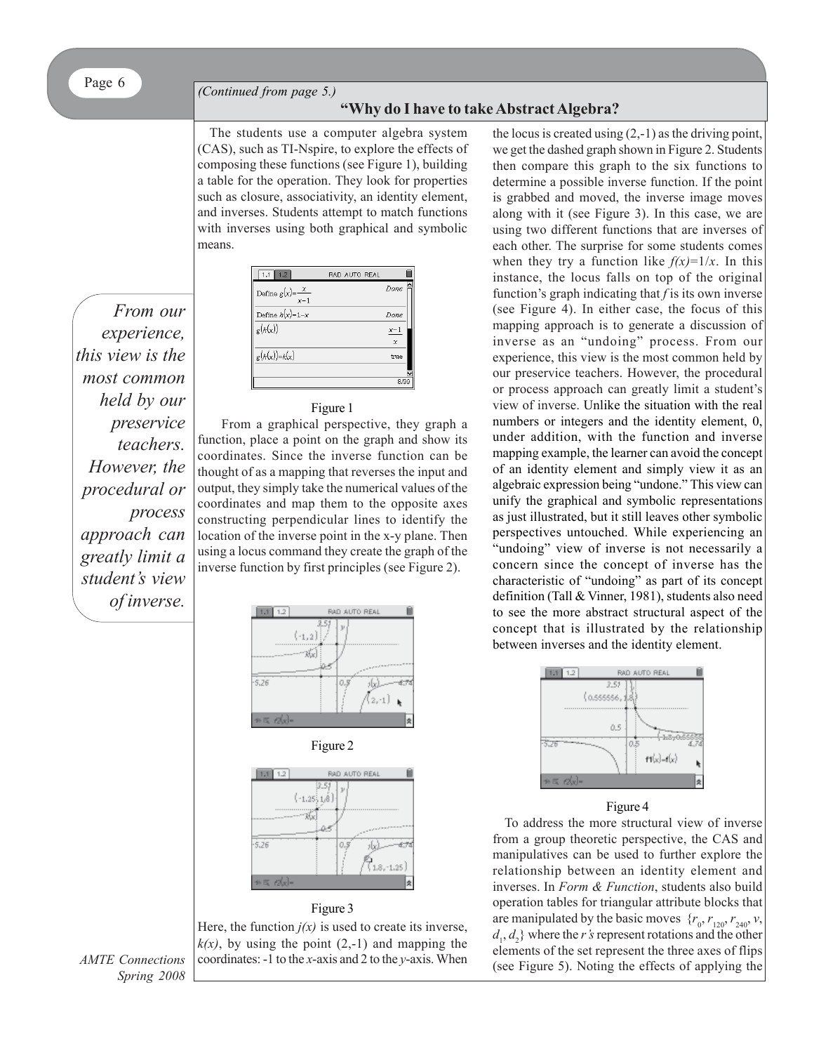*(Continued from page 5.)*

## "Why do I have to take Abstract Algebra?

The students use a computer algebra system (CAS), such as TI-Nspire, to explore the effects of composing these functions (see Figure 1), building a table for the operation. They look for properties such as closure, associativity, an identity element, and inverses. Students attempt to match functions with inverses using both graphical and symbolic means.

1.1 1.2 RAD AUTO REAL

Define $g(x)=\frac{x}{x-1}$ Done

Define $h(x)=1-x$ Done

$g(h(x))$ $\frac{x-1}{x}$

$g(h(x))=k(x)$ true

8/99

Figure 1

From a graphical perspective, they graph a function, place a point on the graph and show its coordinates. Since the inverse function can be thought of as a mapping that reverses the input and output, they simply take the numerical values of the coordinates and map them to the opposite axes constructing perpendicular lines to identify the location of the inverse point in the x-y plane. Then using a locus command they create the graph of the inverse function by first principles (see Figure 2).

1.1 1.2 RAD AUTO REAL

3.51 y (-1,2) k(x) 0.5 -5.26 0.5 j(x) 4.74 (2,-1)

f2(x)=

Figure 2

1.1 1.2 RAD AUTO REAL

3.51 y (-1.25,1.8) k(x) 0.5 -5.26 0.5 j(x) 4.74 (1.8,-1.25)

f2(x)=

Figure 3

Here, the function *j(x)* is used to create its inverse, *k(x)*, by using the point (2,-1) and mapping the coordinates: -1 to the *x*-axis and 2 to the *y*-axis. When the locus is created using (2,-1) as the driving point, we get the dashed graph shown in Figure 2. Students then compare this graph to the six functions to determine a possible inverse function. If the point is grabbed and moved, the inverse image moves along with it (see Figure 3). In this case, we are using two different functions that are inverses of each other. The surprise for some students comes when they try a function like *f(x)*=1/*x*. In this instance, the locus falls on top of the original function's graph indicating that *f* is its own inverse (see Figure 4). In either case, the focus of this mapping approach is to generate a discussion of inverse as an "undoing" process. From our experience, this view is the most common held by our preservice teachers. However, the procedural or process approach can greatly limit a student's view of inverse. Unlike the situation with the real numbers or integers and the identity element, 0, under addition, with the function and inverse mapping example, the learner can avoid the concept of an identity element and simply view it as an algebraic expression being "undone." This view can unify the graphical and symbolic representations as just illustrated, but it still leaves other symbolic perspectives untouched. While experiencing an "undoing" view of inverse is not necessarily a concern since the concept of inverse has the characteristic of "undoing" as part of its concept definition (Tall & Vinner, 1981), students also need to see the more abstract structural aspect of the concept that is illustrated by the relationship between inverses and the identity element.

> *From our experience, this view is the most common held by our preservice teachers. However, the procedural or process approach can greatly limit a student's view of inverse.*

1.1 1.2 RAD AUTO REAL

3.51 y (0.555556,1.8) 0.5 -5.26 0.5 (1.8,0.55555 4.74 f1(x)=f(x)

f2(x)=

Figure 4

To address the more structural view of inverse from a group theoretic perspective, the CAS and manipulatives can be used to further explore the relationship between an identity element and inverses. In *Form & Function*, students also build operation tables for triangular attribute blocks that are manipulated by the basic moves $\{r_0, r_{120}, r_{240}, v, d_1, d_2\}$ where the *r's* represent rotations and the other elements of the set represent the three axes of flips (see Figure 5). Noting the effects of applying the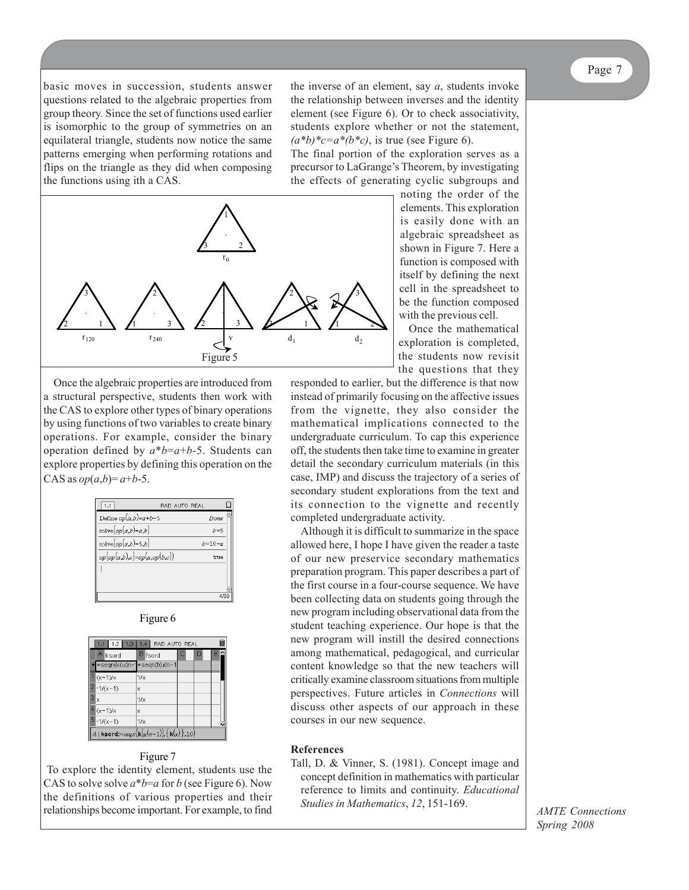basic moves in succession, students answer questions related to the algebraic properties from group theory. Since the set of functions used earlier is isomorphic to the group of symmetries on an equilateral triangle, students now notice the same patterns emerging when performing rotations and flips on the triangle as they did when composing the functions using ith a CAS.

$r_0$

$r_{120}$ $r_{240}$ v $d_1$ $d_2$

Figure 5

Once the algebraic properties are introduced from a structural perspective, students then work with the CAS to explore other types of binary operations by using functions of two variables to create binary operations. For example, consider the binary operation defined by $a*b=a+b-5$. Students can explore properties by defining this operation on the CAS as $op(a,b)=a+b-5$.

Figure 6

Figure 7

To explore the identity element, students use the CAS to solve solve $a*b=a$ for $b$ (see Figure 6). Now the definitions of various properties and their relationships become important. For example, to find the inverse of an element, say $a$, students invoke the relationship between inverses and the identity element (see Figure 6). Or to check associativity, students explore whether or not the statement, $(a*b)*c=a*(b*c)$, is true (see Figure 6).

The final portion of the exploration serves as a precursor to LaGrange's Theorem, by investigating the effects of generating cyclic subgroups and noting the order of the elements. This exploration is easily done with an algebraic spreadsheet as shown in Figure 7. Here a function is composed with itself by defining the next cell in the spreadsheet to be the function composed with the previous cell.

Once the mathematical exploration is completed, the students now revisit the questions that they responded to earlier, but the difference is that now instead of primarily focusing on the affective issues from the vignette, they also consider the mathematical implications connected to the undergraduate curriculum. To cap this experience off, the students then take time to examine in greater detail the secondary curriculum materials (in this case, IMP) and discuss the trajectory of a series of secondary student explorations from the text and its connection to the vignette and recently completed undergraduate activity.

Although it is difficult to summarize in the space allowed here, I hope I have given the reader a taste of our new preservice secondary mathematics preparation program. This paper describes a part of the first course in a four-course sequence. We have been collecting data on students going through the new program including observational data from the student teaching experience. Our hope is that the new program will instill the desired connections among mathematical, pedagogical, and curricular content knowledge so that the new teachers will critically examine classroom situations from multiple perspectives. Future articles in *Connections* will discuss other aspects of our approach in these courses in our new sequence.

**References**

Tall, D. & Vinner, S. (1981). Concept image and concept definition in mathematics with particular reference to limits and continuity. *Educational Studies in Mathematics*, *12*, 151-169.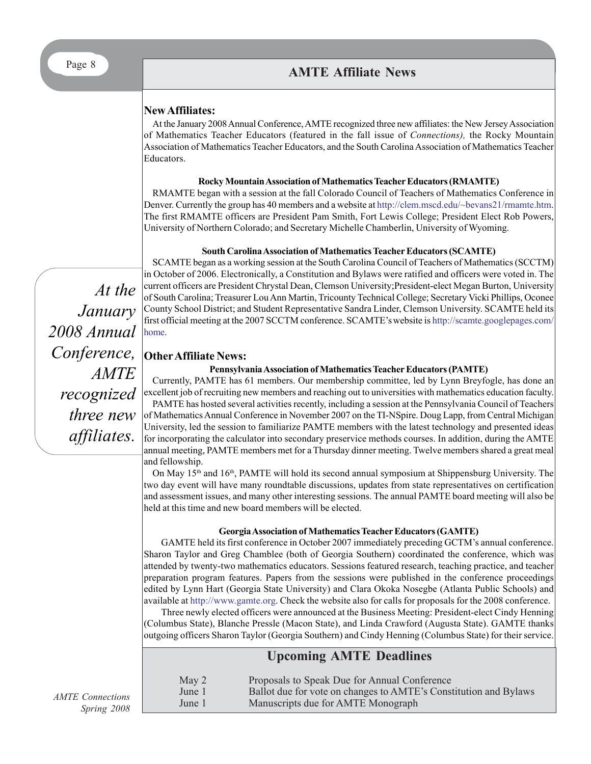# AMTE Affiliate News

## New Affiliates:

At the January 2008 Annual Conference, AMTE recognized three new affiliates: the New Jersey Association of Mathematics Teacher Educators (featured in the fall issue of *Connections),* the Rocky Mountain Association of Mathematics Teacher Educators, and the South Carolina Association of Mathematics Teacher Educators.

### Rocky Mountain Association of Mathematics Teacher Educators (RMAMTE)

RMAMTE began with a session at the fall Colorado Council of Teachers of Mathematics Conference in Denver. Currently the group has 40 members and a website at http://clem.mscd.edu/~bevans21/rmamte.htm. The first RMAMTE officers are President Pam Smith, Fort Lewis College; President Elect Rob Powers, University of Northern Colorado; and Secretary Michelle Chamberlin, University of Wyoming.

### South Carolina Association of Mathematics Teacher Educators (SCAMTE)

SCAMTE began as a working session at the South Carolina Council of Teachers of Mathematics (SCCTM) in October of 2006. Electronically, a Constitution and Bylaws were ratified and officers were voted in. The current officers are President Chrystal Dean, Clemson University;President-elect Megan Burton, University of South Carolina; Treasurer Lou Ann Martin, Tricounty Technical College; Secretary Vicki Phillips, Oconee County School District; and Student Representative Sandra Linder, Clemson University. SCAMTE held its first official meeting at the 2007 SCCTM conference. SCAMTE's website is http://scamte.googlepages.com/home.

*At the January 2008 Annual Conference, AMTE recognized three new affiliates.*

## Other Affiliate News:

### Pennsylvania Association of Mathematics Teacher Educators (PAMTE)

Currently, PAMTE has 61 members. Our membership committee, led by Lynn Breyfogle, has done an excellent job of recruiting new members and reaching out to universities with mathematics education faculty.

PAMTE has hosted several activities recently, including a session at the Pennsylvania Council of Teachers of Mathematics Annual Conference in November 2007 on the TI-NSpire. Doug Lapp, from Central Michigan University, led the session to familiarize PAMTE members with the latest technology and presented ideas for incorporating the calculator into secondary preservice methods courses. In addition, during the AMTE annual meeting, PAMTE members met for a Thursday dinner meeting. Twelve members shared a great meal and fellowship.

On May 15th and 16th, PAMTE will hold its second annual symposium at Shippensburg University. The two day event will have many roundtable discussions, updates from state representatives on certification and assessment issues, and many other interesting sessions. The annual PAMTE board meeting will also be held at this time and new board members will be elected.

### Georgia Association of Mathematics Teacher Educators (GAMTE)

GAMTE held its first conference in October 2007 immediately preceding GCTM's annual conference. Sharon Taylor and Greg Chamblee (both of Georgia Southern) coordinated the conference, which was attended by twenty-two mathematics educators. Sessions featured research, teaching practice, and teacher preparation program features. Papers from the sessions were published in the conference proceedings edited by Lynn Hart (Georgia State University) and Clara Okoka Nosegbe (Atlanta Public Schools) and available at http://www.gamte.org. Check the website also for calls for proposals for the 2008 conference.

Three newly elected officers were announced at the Business Meeting: President-elect Cindy Henning (Columbus State), Blanche Pressle (Macon State), and Linda Crawford (Augusta State). GAMTE thanks outgoing officers Sharon Taylor (Georgia Southern) and Cindy Henning (Columbus State) for their service.

## Upcoming AMTE Deadlines

| | |
|---|---|
| May 2 | Proposals to Speak Due for Annual Conference |
| June 1 | Ballot due for vote on changes to AMTE's Constitution and Bylaws |
| June 1 | Manuscripts due for AMTE Monograph |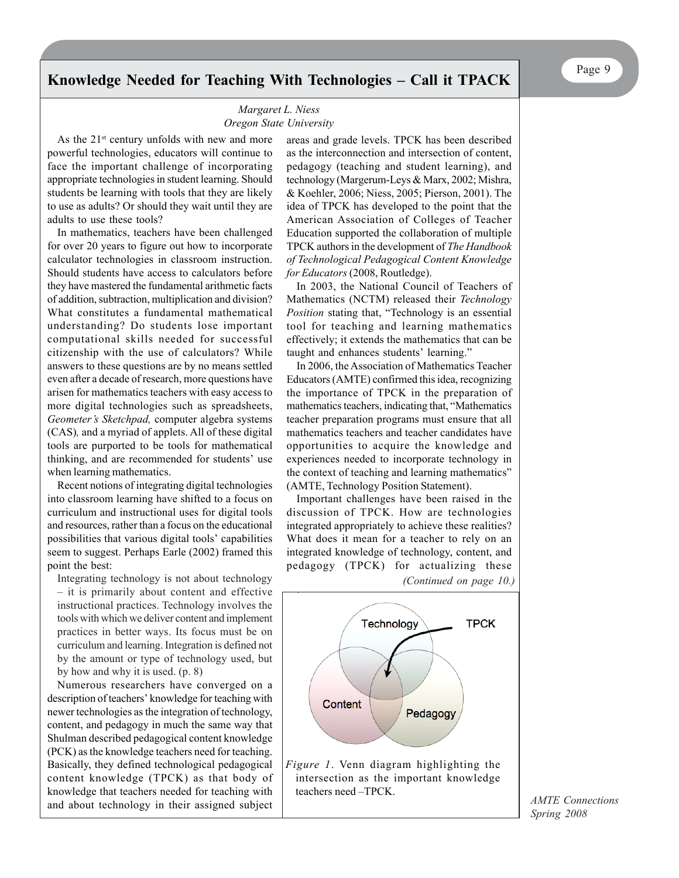# Knowledge Needed for Teaching With Technologies – Call it TPACK

*Margaret L. Niess*
*Oregon State University*

As the 21st century unfolds with new and more powerful technologies, educators will continue to face the important challenge of incorporating appropriate technologies in student learning. Should students be learning with tools that they are likely to use as adults? Or should they wait until they are adults to use these tools?

In mathematics, teachers have been challenged for over 20 years to figure out how to incorporate calculator technologies in classroom instruction. Should students have access to calculators before they have mastered the fundamental arithmetic facts of addition, subtraction, multiplication and division? What constitutes a fundamental mathematical understanding? Do students lose important computational skills needed for successful citizenship with the use of calculators? While answers to these questions are by no means settled even after a decade of research, more questions have arisen for mathematics teachers with easy access to more digital technologies such as spreadsheets, *Geometer's Sketchpad,* computer algebra systems (CAS)*,* and a myriad of applets. All of these digital tools are purported to be tools for mathematical thinking, and are recommended for students' use when learning mathematics.

Recent notions of integrating digital technologies into classroom learning have shifted to a focus on curriculum and instructional uses for digital tools and resources, rather than a focus on the educational possibilities that various digital tools' capabilities seem to suggest. Perhaps Earle (2002) framed this point the best:

> Integrating technology is not about technology – it is primarily about content and effective instructional practices. Technology involves the tools with which we deliver content and implement practices in better ways. Its focus must be on curriculum and learning. Integration is defined not by the amount or type of technology used, but by how and why it is used. (p. 8)

Numerous researchers have converged on a description of teachers' knowledge for teaching with newer technologies as the integration of technology, content, and pedagogy in much the same way that Shulman described pedagogical content knowledge (PCK) as the knowledge teachers need for teaching. Basically, they defined technological pedagogical content knowledge (TPCK) as that body of knowledge that teachers needed for teaching with and about technology in their assigned subject areas and grade levels. TPCK has been described as the interconnection and intersection of content, pedagogy (teaching and student learning), and technology (Margerum-Leys & Marx, 2002; Mishra, & Koehler, 2006; Niess, 2005; Pierson, 2001). The idea of TPCK has developed to the point that the American Association of Colleges of Teacher Education supported the collaboration of multiple TPCK authors in the development of *The Handbook of Technological Pedagogical Content Knowledge for Educators* (2008, Routledge).

In 2003, the National Council of Teachers of Mathematics (NCTM) released their *Technology Position* stating that, "Technology is an essential tool for teaching and learning mathematics effectively; it extends the mathematics that can be taught and enhances students' learning."

In 2006, the Association of Mathematics Teacher Educators (AMTE) confirmed this idea, recognizing the importance of TPCK in the preparation of mathematics teachers, indicating that, "Mathematics teacher preparation programs must ensure that all mathematics teachers and teacher candidates have opportunities to acquire the knowledge and experiences needed to incorporate technology in the context of teaching and learning mathematics" (AMTE, Technology Position Statement).

Important challenges have been raised in the discussion of TPCK. How are technologies integrated appropriately to achieve these realities? What does it mean for a teacher to rely on an integrated knowledge of technology, content, and pedagogy (TPCK) for actualizing these

*(Continued on page 10.)*

Technology
TPCK
Content
Pedagogy

*Figure 1*. Venn diagram highlighting the intersection as the important knowledge teachers need –TPCK.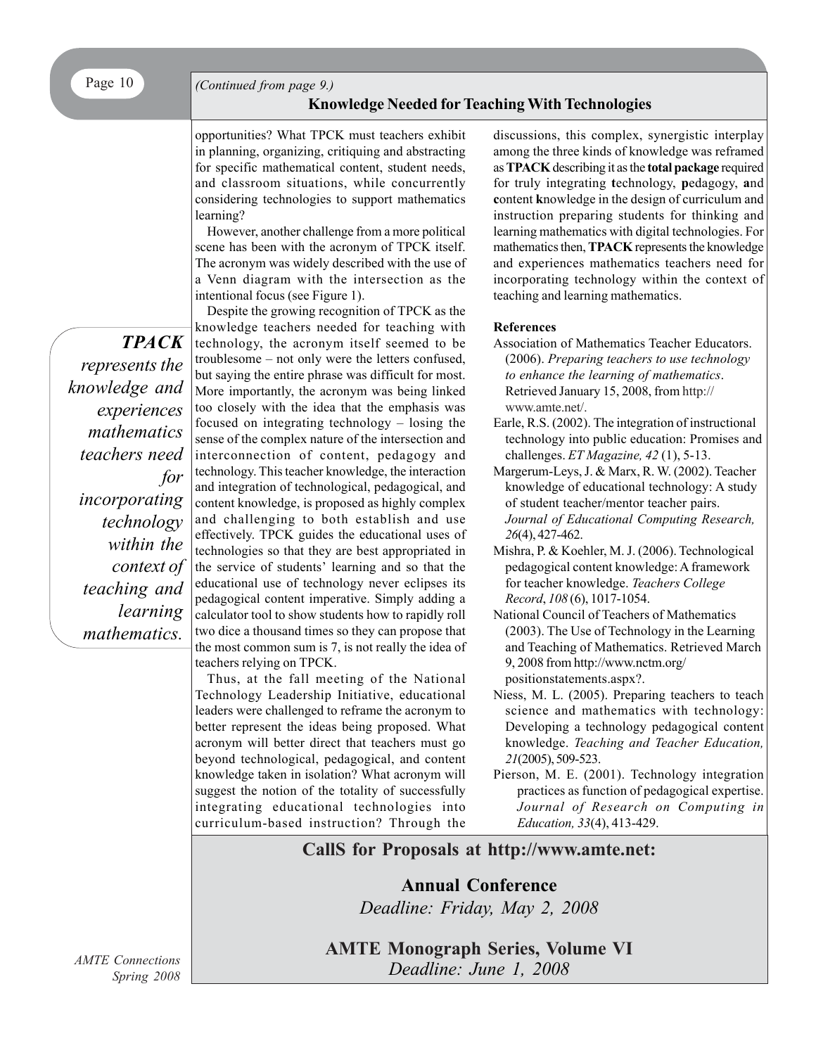*(Continued from page 9.)*

## Knowledge Needed for Teaching With Technologies

opportunities? What TPCK must teachers exhibit in planning, organizing, critiquing and abstracting for specific mathematical content, student needs, and classroom situations, while concurrently considering technologies to support mathematics learning?

However, another challenge from a more political scene has been with the acronym of TPCK itself. The acronym was widely described with the use of a Venn diagram with the intersection as the intentional focus (see Figure 1).

Despite the growing recognition of TPCK as the knowledge teachers needed for teaching with technology, the acronym itself seemed to be troublesome – not only were the letters confused, but saying the entire phrase was difficult for most. More importantly, the acronym was being linked too closely with the idea that the emphasis was focused on integrating technology – losing the sense of the complex nature of the intersection and interconnection of content, pedagogy and technology. This teacher knowledge, the interaction and integration of technological, pedagogical, and content knowledge, is proposed as highly complex and challenging to both establish and use effectively. TPCK guides the educational uses of technologies so that they are best appropriated in the service of students' learning and so that the educational use of technology never eclipses its pedagogical content imperative. Simply adding a calculator tool to show students how to rapidly roll two dice a thousand times so they can propose that the most common sum is 7, is not really the idea of teachers relying on TPCK.

> ***TPACK*** *represents the knowledge and experiences mathematics teachers need for incorporating technology within the context of teaching and learning mathematics.*

Thus, at the fall meeting of the National Technology Leadership Initiative, educational leaders were challenged to reframe the acronym to better represent the ideas being proposed. What acronym will better direct that teachers must go beyond technological, pedagogical, and content knowledge taken in isolation? What acronym will suggest the notion of the totality of successfully integrating educational technologies into curriculum-based instruction? Through the discussions, this complex, synergistic interplay among the three kinds of knowledge was reframed as **TPACK** describing it as the **total package** required for truly integrating **t**echnology, **p**edagogy, **a**nd **c**ontent **k**nowledge in the design of curriculum and instruction preparing students for thinking and learning mathematics with digital technologies. For mathematics then, **TPACK** represents the knowledge and experiences mathematics teachers need for incorporating technology within the context of teaching and learning mathematics.

### References

Association of Mathematics Teacher Educators. (2006). *Preparing teachers to use technology to enhance the learning of mathematics*. Retrieved January 15, 2008, from http://www.amte.net/.

Earle, R.S. (2002). The integration of instructional technology into public education: Promises and challenges. *ET Magazine, 42* (1), 5-13.

Margerum-Leys, J. & Marx, R. W. (2002). Teacher knowledge of educational technology: A study of student teacher/mentor teacher pairs. *Journal of Educational Computing Research, 26*(4), 427-462.

Mishra, P. & Koehler, M. J. (2006). Technological pedagogical content knowledge: A framework for teacher knowledge. *Teachers College Record*, *108* (6), 1017-1054.

National Council of Teachers of Mathematics (2003). The Use of Technology in the Learning and Teaching of Mathematics. Retrieved March 9, 2008 from http://www.nctm.org/positionstatements.aspx?.

Niess, M. L. (2005). Preparing teachers to teach science and mathematics with technology: Developing a technology pedagogical content knowledge. *Teaching and Teacher Education, 21*(2005), 509-523.

Pierson, M. E. (2001). Technology integration practices as function of pedagogical expertise. *Journal of Research on Computing in Education, 33*(4), 413-429.

---

**CallS for Proposals at http://www.amte.net:**

**Annual Conference**
*Deadline: Friday, May 2, 2008*

**AMTE Monograph Series, Volume VI**
*Deadline: June 1, 2008*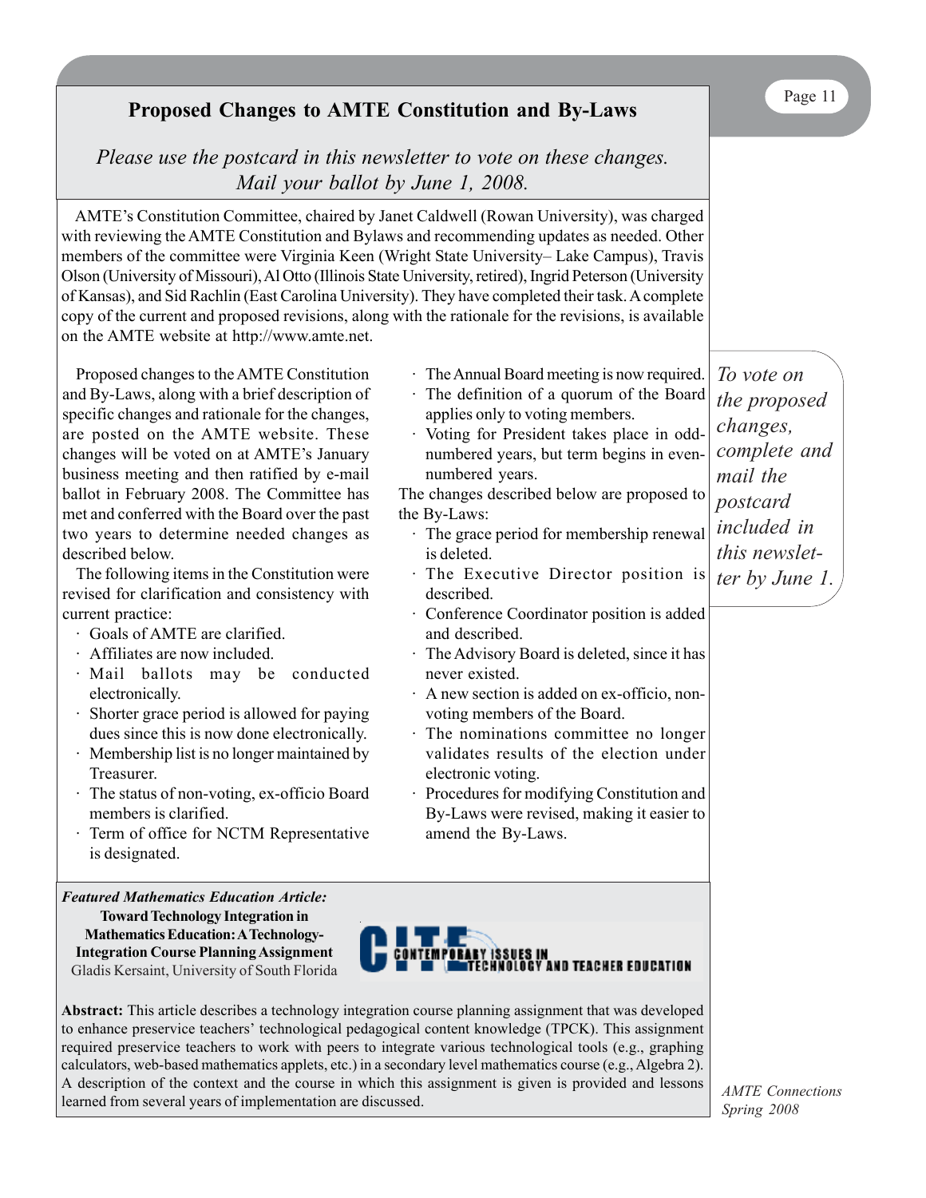## Proposed Changes to AMTE Constitution and By-Laws

*Please use the postcard in this newsletter to vote on these changes. Mail your ballot by June 1, 2008.*

AMTE's Constitution Committee, chaired by Janet Caldwell (Rowan University), was charged with reviewing the AMTE Constitution and Bylaws and recommending updates as needed. Other members of the committee were Virginia Keen (Wright State University– Lake Campus), Travis Olson (University of Missouri), Al Otto (Illinois State University, retired), Ingrid Peterson (University of Kansas), and Sid Rachlin (East Carolina University). They have completed their task. A complete copy of the current and proposed revisions, along with the rationale for the revisions, is available on the AMTE website at http://www.amte.net.

Proposed changes to the AMTE Constitution and By-Laws, along with a brief description of specific changes and rationale for the changes, are posted on the AMTE website. These changes will be voted on at AMTE's January business meeting and then ratified by e-mail ballot in February 2008. The Committee has met and conferred with the Board over the past two years to determine needed changes as described below.

The following items in the Constitution were revised for clarification and consistency with current practice:

- Goals of AMTE are clarified.
- Affiliates are now included.
- Mail ballots may be conducted electronically.
- Shorter grace period is allowed for paying dues since this is now done electronically.
- Membership list is no longer maintained by Treasurer.
- The status of non-voting, ex-officio Board members is clarified.
- Term of office for NCTM Representative is designated.
- The Annual Board meeting is now required.
- The definition of a quorum of the Board applies only to voting members.
- Voting for President takes place in odd-numbered years, but term begins in even-numbered years.

The changes described below are proposed to the By-Laws:

- The grace period for membership renewal is deleted.
- The Executive Director position is described.
- Conference Coordinator position is added and described.
- The Advisory Board is deleted, since it has never existed.
- A new section is added on ex-officio, non-voting members of the Board.
- The nominations committee no longer validates results of the election under electronic voting.
- Procedures for modifying Constitution and By-Laws were revised, making it easier to amend the By-Laws.

*To vote on the proposed changes, complete and mail the postcard included in this newsletter by June 1.*

***Featured Mathematics Education Article:***

**Toward Technology Integration in Mathematics Education: A Technology-Integration Course Planning Assignment**

Gladis Kersaint, University of South Florida

CITE CONTEMPORARY ISSUES IN TECHNOLOGY AND TEACHER EDUCATION

**Abstract:** This article describes a technology integration course planning assignment that was developed to enhance preservice teachers' technological pedagogical content knowledge (TPCK). This assignment required preservice teachers to work with peers to integrate various technological tools (e.g., graphing calculators, web-based mathematics applets, etc.) in a secondary level mathematics course (e.g., Algebra 2). A description of the context and the course in which this assignment is given is provided and lessons learned from several years of implementation are discussed.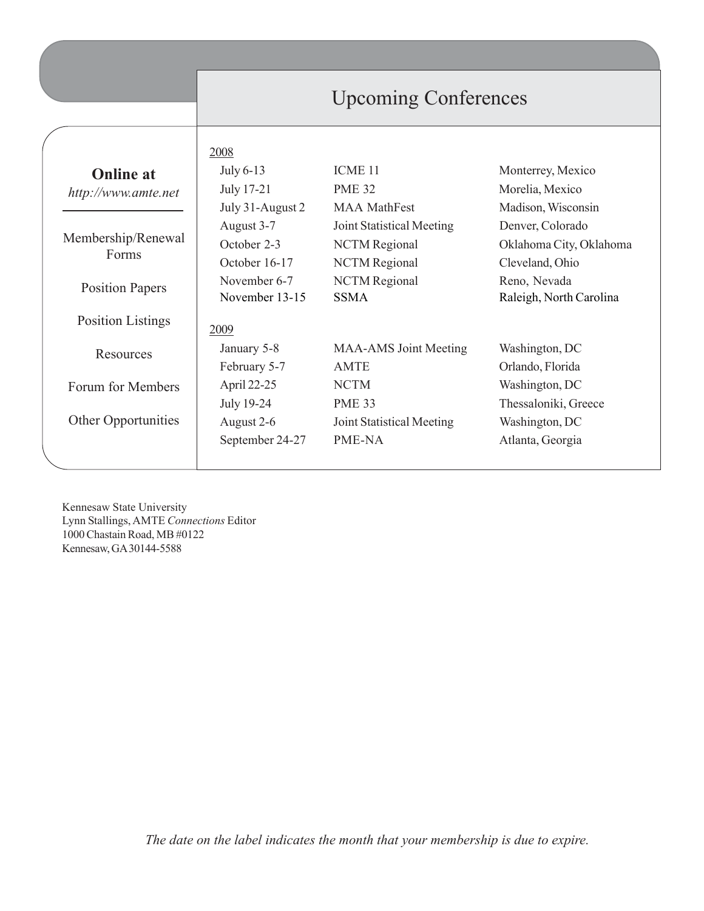## Upcoming Conferences

**Online at**
*http://www.amte.net*

Membership/Renewal Forms

Position Papers

Position Listings

Resources

Forum for Members

Other Opportunities

2008

| | | |
|---|---|---|
| July 6-13 | ICME 11 | Monterrey, Mexico |
| July 17-21 | PME 32 | Morelia, Mexico |
| July 31-August 2 | MAA MathFest | Madison, Wisconsin |
| August 3-7 | Joint Statistical Meeting | Denver, Colorado |
| October 2-3 | NCTM Regional | Oklahoma City, Oklahoma |
| October 16-17 | NCTM Regional | Cleveland, Ohio |
| November 6-7 | NCTM Regional | Reno, Nevada |
| November 13-15 | SSMA | Raleigh, North Carolina |

2009

| | | |
|---|---|---|
| January 5-8 | MAA-AMS Joint Meeting | Washington, DC |
| February 5-7 | AMTE | Orlando, Florida |
| April 22-25 | NCTM | Washington, DC |
| July 19-24 | PME 33 | Thessaloniki, Greece |
| August 2-6 | Joint Statistical Meeting | Washington, DC |
| September 24-27 | PME-NA | Atlanta, Georgia |

Kennesaw State University
Lynn Stallings, AMTE *Connections* Editor
1000 Chastain Road, MB #0122
Kennesaw, GA 30144-5588

*The date on the label indicates the month that your membership is due to expire.*